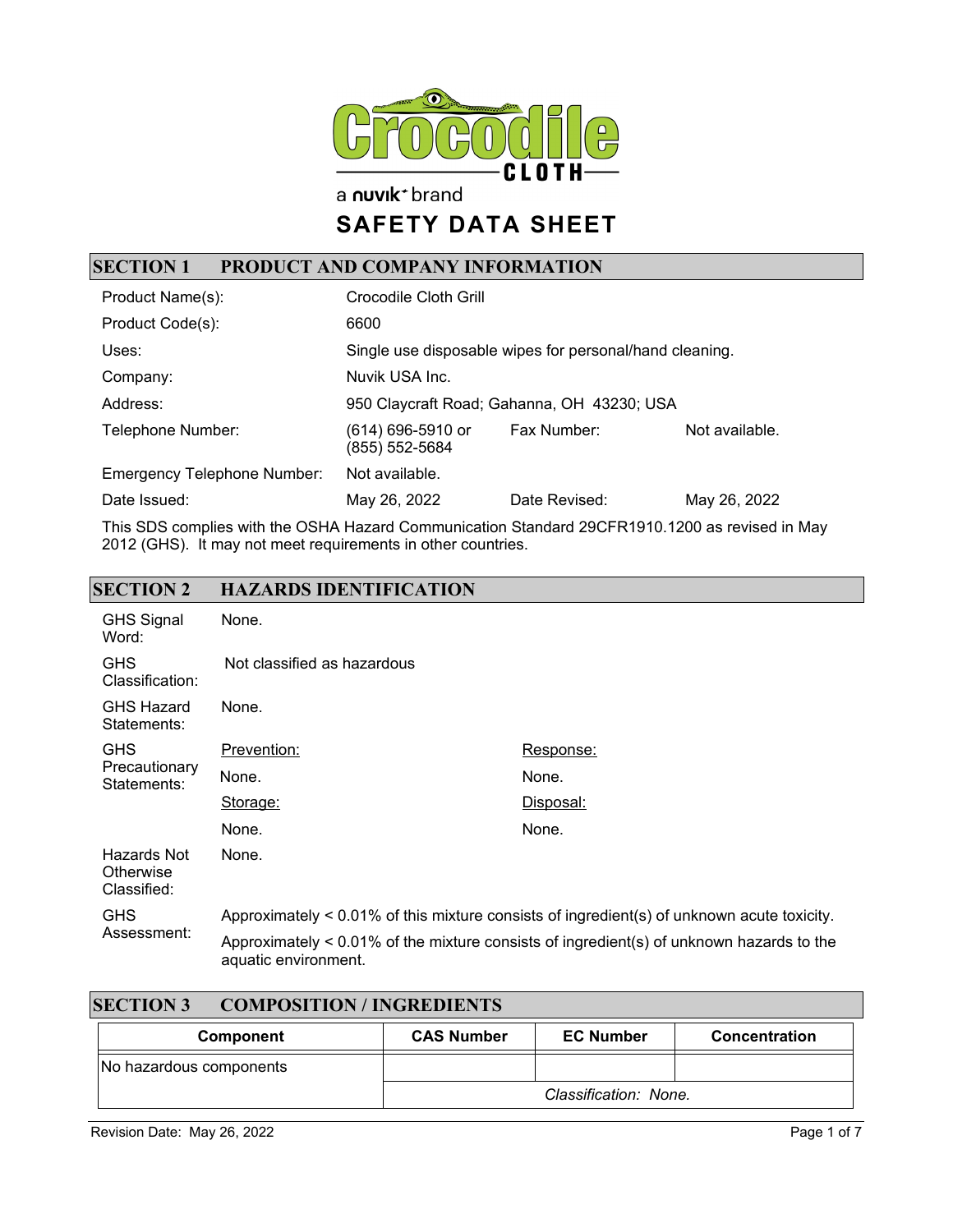Crocodile CLOTH

a nuvik brand

# SAFETY DATA SHEET

## SECTION 1 PRODUCT AND COMPANY INFORMATION

| | | | |
|---|---|---|---|
| Product Name(s): | Crocodile Cloth Grill | | |
| Product Code(s): | 6600 | | |
| Uses: | Single use disposable wipes for personal/hand cleaning. | | |
| Company: | Nuvik USA Inc. | | |
| Address: | 950 Claycraft Road; Gahanna, OH 43230; USA | | |
| Telephone Number: | (614) 696-5910 or (855) 552-5684 | Fax Number: | Not available. |
| Emergency Telephone Number: | Not available. | | |
| Date Issued: | May 26, 2022 | Date Revised: | May 26, 2022 |

This SDS complies with the OSHA Hazard Communication Standard 29CFR1910.1200 as revised in May 2012 (GHS). It may not meet requirements in other countries.

## SECTION 2 HAZARDS IDENTIFICATION

| | | |
|---|---|---|
| GHS Signal Word: | None. | |
| GHS Classification: | Not classified as hazardous | |
| GHS Hazard Statements: | None. | |
| GHS Precautionary Statements: | Prevention: | Response: |
| | None. | None. |
| | Storage: | Disposal: |
| | None. | None. |
| Hazards Not Otherwise Classified: | None. | |
| GHS Assessment: | Approximately < 0.01% of this mixture consists of ingredient(s) of unknown acute toxicity. | |
| | Approximately < 0.01% of the mixture consists of ingredient(s) of unknown hazards to the aquatic environment. | |

## SECTION 3 COMPOSITION / INGREDIENTS

| Component | CAS Number | EC Number | Concentration |
|---|---|---|---|
| No hazardous components | | | |
| | *Classification: None.* | | |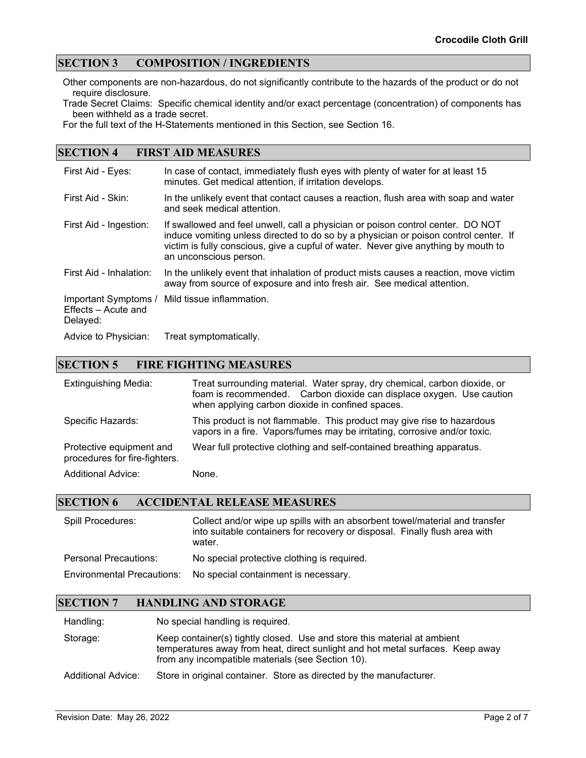## SECTION 3 COMPOSITION / INGREDIENTS

Other components are non-hazardous, do not significantly contribute to the hazards of the product or do not require disclosure.

Trade Secret Claims: Specific chemical identity and/or exact percentage (concentration) of components has been withheld as a trade secret.

For the full text of the H-Statements mentioned in this Section, see Section 16.

## SECTION 4 FIRST AID MEASURES

| | |
|---|---|
| First Aid - Eyes: | In case of contact, immediately flush eyes with plenty of water for at least 15 minutes. Get medical attention, if irritation develops. |
| First Aid - Skin: | In the unlikely event that contact causes a reaction, flush area with soap and water and seek medical attention. |
| First Aid - Ingestion: | If swallowed and feel unwell, call a physician or poison control center. DO NOT induce vomiting unless directed to do so by a physician or poison control center. If victim is fully conscious, give a cupful of water. Never give anything by mouth to an unconscious person. |
| First Aid - Inhalation: | In the unlikely event that inhalation of product mists causes a reaction, move victim away from source of exposure and into fresh air. See medical attention. |
| Important Symptoms / Effects – Acute and Delayed: | Mild tissue inflammation. |
| Advice to Physician: | Treat symptomatically. |

## SECTION 5 FIRE FIGHTING MEASURES

| | |
|---|---|
| Extinguishing Media: | Treat surrounding material. Water spray, dry chemical, carbon dioxide, or foam is recommended. Carbon dioxide can displace oxygen. Use caution when applying carbon dioxide in confined spaces. |
| Specific Hazards: | This product is not flammable. This product may give rise to hazardous vapors in a fire. Vapors/fumes may be irritating, corrosive and/or toxic. |
| Protective equipment and procedures for fire-fighters. | Wear full protective clothing and self-contained breathing apparatus. |
| Additional Advice: | None. |

## SECTION 6 ACCIDENTAL RELEASE MEASURES

| | |
|---|---|
| Spill Procedures: | Collect and/or wipe up spills with an absorbent towel/material and transfer into suitable containers for recovery or disposal. Finally flush area with water. |
| Personal Precautions: | No special protective clothing is required. |
| Environmental Precautions: | No special containment is necessary. |

## SECTION 7 HANDLING AND STORAGE

| | |
|---|---|
| Handling: | No special handling is required. |
| Storage: | Keep container(s) tightly closed. Use and store this material at ambient temperatures away from heat, direct sunlight and hot metal surfaces. Keep away from any incompatible materials (see Section 10). |
| Additional Advice: | Store in original container. Store as directed by the manufacturer. |

Revision Date: May 26, 2022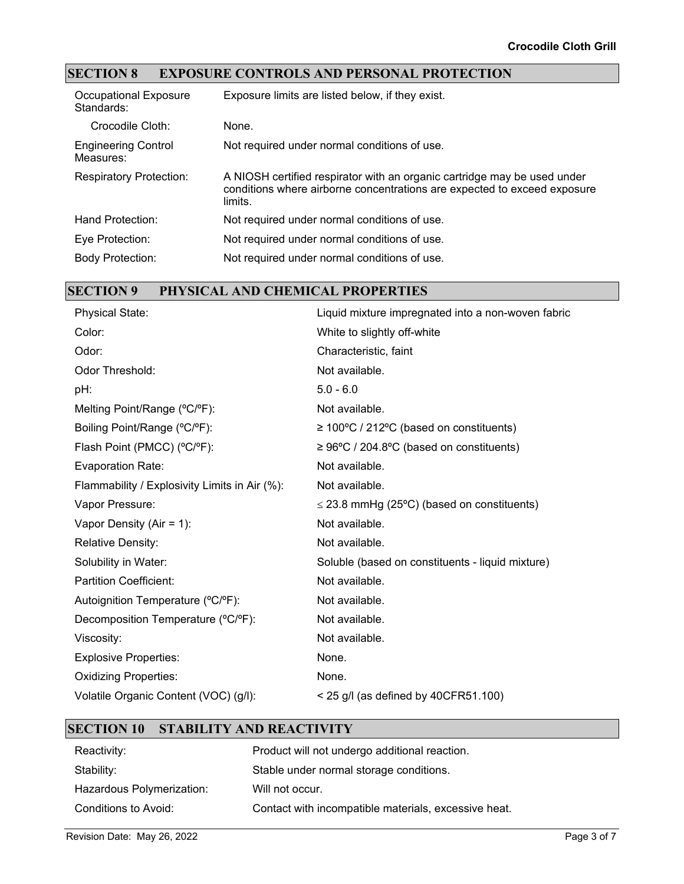## SECTION 8 EXPOSURE CONTROLS AND PERSONAL PROTECTION

| | |
|---|---|
| Occupational Exposure Standards: | Exposure limits are listed below, if they exist. |
| Crocodile Cloth: | None. |
| Engineering Control Measures: | Not required under normal conditions of use. |
| Respiratory Protection: | A NIOSH certified respirator with an organic cartridge may be used under conditions where airborne concentrations are expected to exceed exposure limits. |
| Hand Protection: | Not required under normal conditions of use. |
| Eye Protection: | Not required under normal conditions of use. |
| Body Protection: | Not required under normal conditions of use. |

## SECTION 9 PHYSICAL AND CHEMICAL PROPERTIES

| | |
|---|---|
| Physical State: | Liquid mixture impregnated into a non-woven fabric |
| Color: | White to slightly off-white |
| Odor: | Characteristic, faint |
| Odor Threshold: | Not available. |
| pH: | 5.0 - 6.0 |
| Melting Point/Range (ºC/ºF): | Not available. |
| Boiling Point/Range (ºC/ºF): | ≥ 100ºC / 212ºC (based on constituents) |
| Flash Point (PMCC) (ºC/ºF): | ≥ 96ºC / 204.8ºC (based on constituents) |
| Evaporation Rate: | Not available. |
| Flammability / Explosivity Limits in Air (%): | Not available. |
| Vapor Pressure: | ≤ 23.8 mmHg (25ºC) (based on constituents) |
| Vapor Density (Air = 1): | Not available. |
| Relative Density: | Not available. |
| Solubility in Water: | Soluble (based on constituents - liquid mixture) |
| Partition Coefficient: | Not available. |
| Autoignition Temperature (ºC/ºF): | Not available. |
| Decomposition Temperature (ºC/ºF): | Not available. |
| Viscosity: | Not available. |
| Explosive Properties: | None. |
| Oxidizing Properties: | None. |
| Volatile Organic Content (VOC) (g/l): | < 25 g/l (as defined by 40CFR51.100) |

## SECTION 10 STABILITY AND REACTIVITY

| | |
|---|---|
| Reactivity: | Product will not undergo additional reaction. |
| Stability: | Stable under normal storage conditions. |
| Hazardous Polymerization: | Will not occur. |
| Conditions to Avoid: | Contact with incompatible materials, excessive heat. |

Revision Date: May 26, 2022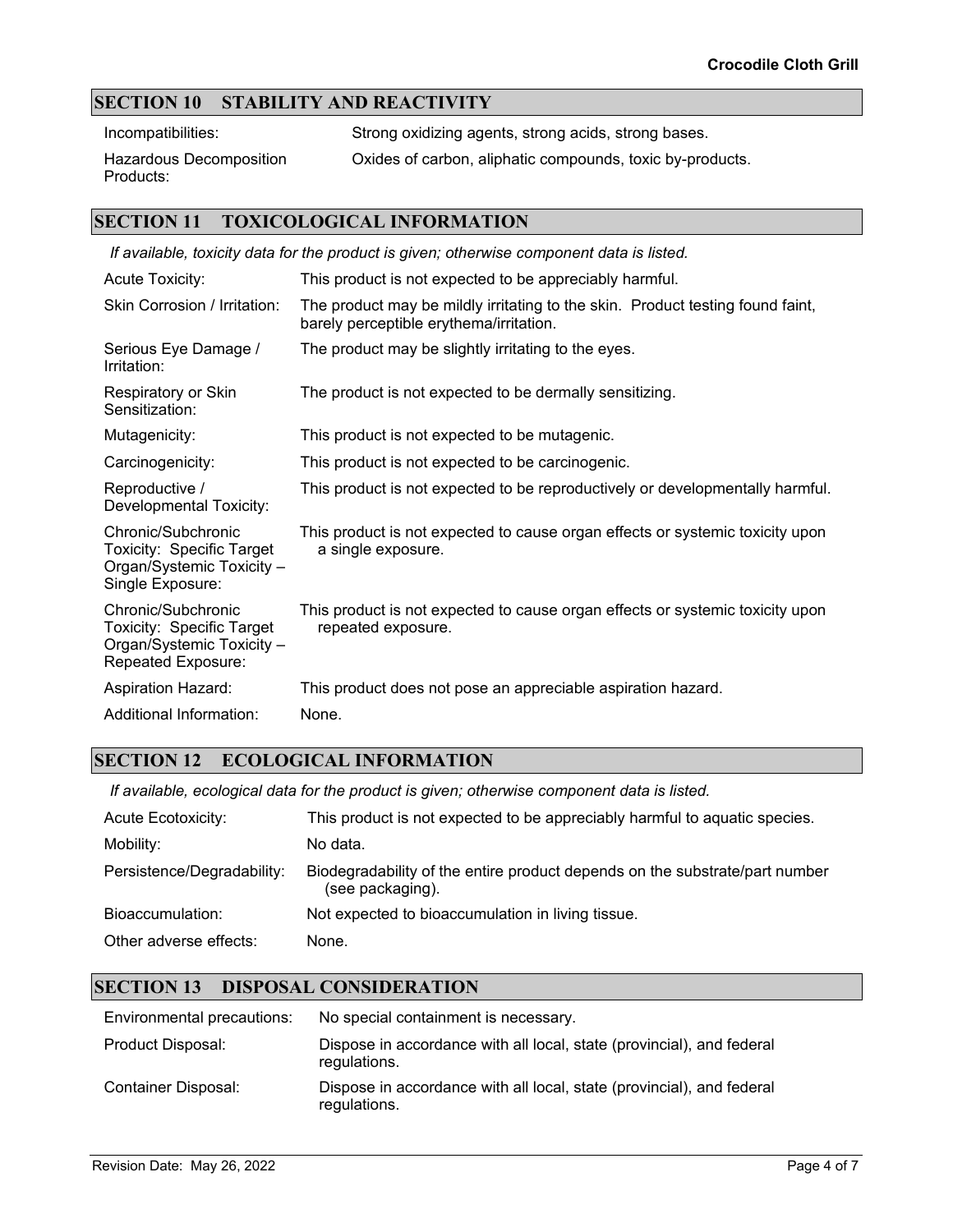## SECTION 10 STABILITY AND REACTIVITY

| | |
|---|---|
| Incompatibilities: | Strong oxidizing agents, strong acids, strong bases. |
| Hazardous Decomposition Products: | Oxides of carbon, aliphatic compounds, toxic by-products. |

## SECTION 11 TOXICOLOGICAL INFORMATION

*If available, toxicity data for the product is given; otherwise component data is listed.*

| | |
|---|---|
| Acute Toxicity: | This product is not expected to be appreciably harmful. |
| Skin Corrosion / Irritation: | The product may be mildly irritating to the skin. Product testing found faint, barely perceptible erythema/irritation. |
| Serious Eye Damage / Irritation: | The product may be slightly irritating to the eyes. |
| Respiratory or Skin Sensitization: | The product is not expected to be dermally sensitizing. |
| Mutagenicity: | This product is not expected to be mutagenic. |
| Carcinogenicity: | This product is not expected to be carcinogenic. |
| Reproductive / Developmental Toxicity: | This product is not expected to be reproductively or developmentally harmful. |
| Chronic/Subchronic Toxicity: Specific Target Organ/Systemic Toxicity – Single Exposure: | This product is not expected to cause organ effects or systemic toxicity upon a single exposure. |
| Chronic/Subchronic Toxicity: Specific Target Organ/Systemic Toxicity – Repeated Exposure: | This product is not expected to cause organ effects or systemic toxicity upon repeated exposure. |
| Aspiration Hazard: | This product does not pose an appreciable aspiration hazard. |
| Additional Information: | None. |

## SECTION 12 ECOLOGICAL INFORMATION

*If available, ecological data for the product is given; otherwise component data is listed.*

| | |
|---|---|
| Acute Ecotoxicity: | This product is not expected to be appreciably harmful to aquatic species. |
| Mobility: | No data. |
| Persistence/Degradability: | Biodegradability of the entire product depends on the substrate/part number (see packaging). |
| Bioaccumulation: | Not expected to bioaccumulation in living tissue. |
| Other adverse effects: | None. |

## SECTION 13 DISPOSAL CONSIDERATION

| | |
|---|---|
| Environmental precautions: | No special containment is necessary. |
| Product Disposal: | Dispose in accordance with all local, state (provincial), and federal regulations. |
| Container Disposal: | Dispose in accordance with all local, state (provincial), and federal regulations. |

Revision Date: May 26, 2022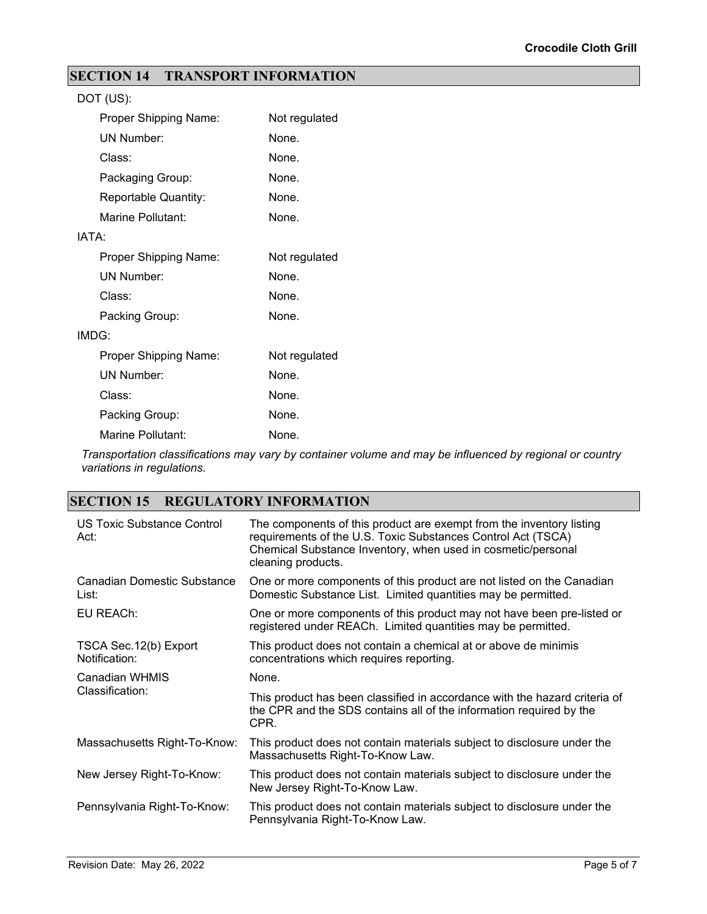## SECTION 14 TRANSPORT INFORMATION

DOT (US):

| | |
|---|---|
| Proper Shipping Name: | Not regulated |
| UN Number: | None. |
| Class: | None. |
| Packaging Group: | None. |
| Reportable Quantity: | None. |
| Marine Pollutant: | None. |

IATA:

| | |
|---|---|
| Proper Shipping Name: | Not regulated |
| UN Number: | None. |
| Class: | None. |
| Packing Group: | None. |

IMDG:

| | |
|---|---|
| Proper Shipping Name: | Not regulated |
| UN Number: | None. |
| Class: | None. |
| Packing Group: | None. |
| Marine Pollutant: | None. |

*Transportation classifications may vary by container volume and may be influenced by regional or country variations in regulations.*

## SECTION 15 REGULATORY INFORMATION

| | |
|---|---|
| US Toxic Substance Control Act: | The components of this product are exempt from the inventory listing requirements of the U.S. Toxic Substances Control Act (TSCA) Chemical Substance Inventory, when used in cosmetic/personal cleaning products. |
| Canadian Domestic Substance List: | One or more components of this product are not listed on the Canadian Domestic Substance List. Limited quantities may be permitted. |
| EU REACh: | One or more components of this product may not have been pre-listed or registered under REACh. Limited quantities may be permitted. |
| TSCA Sec.12(b) Export Notification: | This product does not contain a chemical at or above de minimis concentrations which requires reporting. |
| Canadian WHMIS Classification: | None.<br><br>This product has been classified in accordance with the hazard criteria of the CPR and the SDS contains all of the information required by the CPR. |
| Massachusetts Right-To-Know: | This product does not contain materials subject to disclosure under the Massachusetts Right-To-Know Law. |
| New Jersey Right-To-Know: | This product does not contain materials subject to disclosure under the New Jersey Right-To-Know Law. |
| Pennsylvania Right-To-Know: | This product does not contain materials subject to disclosure under the Pennsylvania Right-To-Know Law. |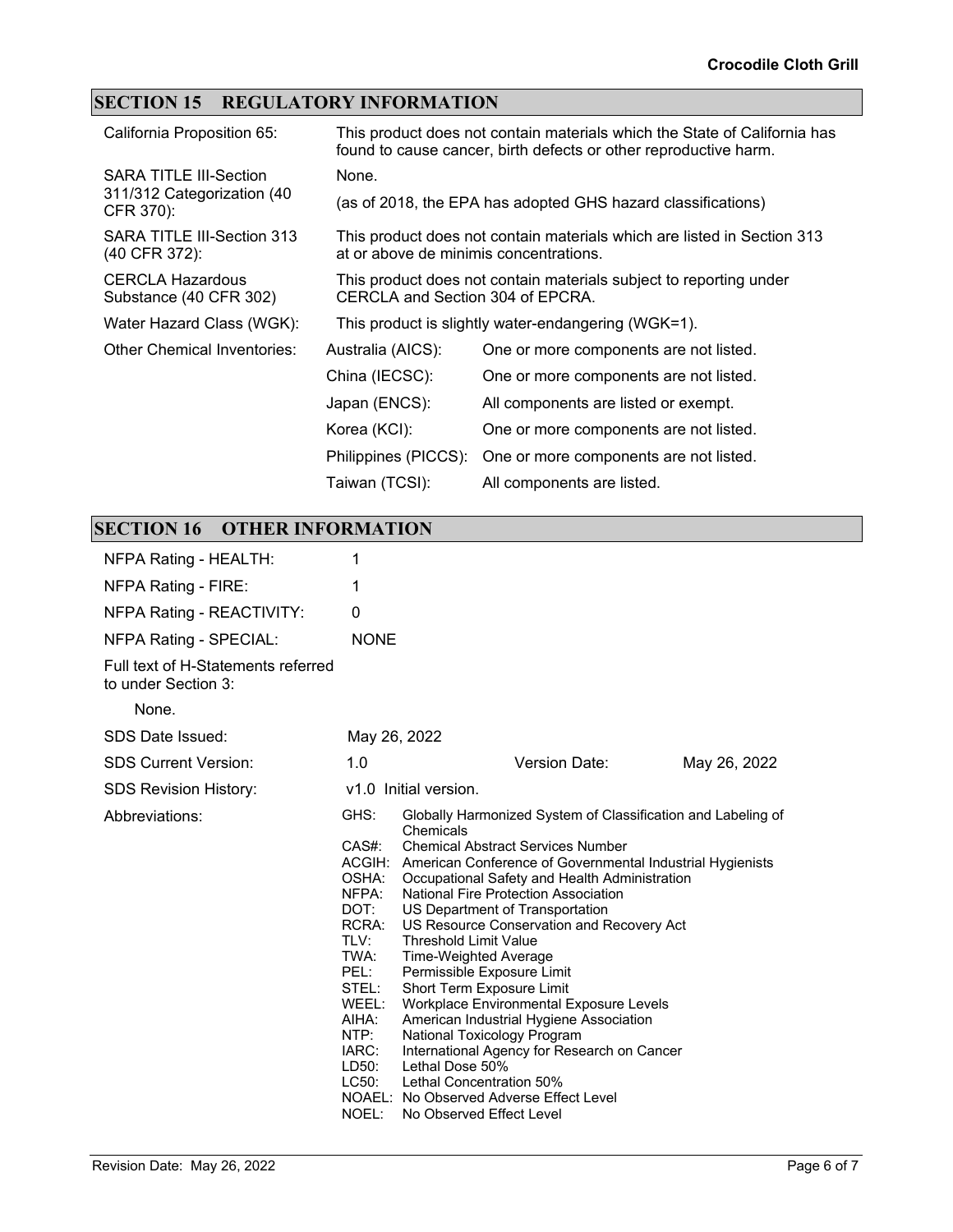## SECTION 15 REGULATORY INFORMATION

| | | |
|---|---|---|
| California Proposition 65: | This product does not contain materials which the State of California has found to cause cancer, birth defects or other reproductive harm. | |
| SARA TITLE III-Section 311/312 Categorization (40 CFR 370): | None. (as of 2018, the EPA has adopted GHS hazard classifications) | |
| SARA TITLE III-Section 313 (40 CFR 372): | This product does not contain materials which are listed in Section 313 at or above de minimis concentrations. | |
| CERCLA Hazardous Substance (40 CFR 302) | This product does not contain materials subject to reporting under CERCLA and Section 304 of EPCRA. | |
| Water Hazard Class (WGK): | This product is slightly water-endangering (WGK=1). | |
| Other Chemical Inventories: | Australia (AICS): | One or more components are not listed. |
| | China (IECSC): | One or more components are not listed. |
| | Japan (ENCS): | All components are listed or exempt. |
| | Korea (KCI): | One or more components are not listed. |
| | Philippines (PICCS): | One or more components are not listed. |
| | Taiwan (TCSI): | All components are listed. |

## SECTION 16 OTHER INFORMATION

NFPA Rating - HEALTH: 1

NFPA Rating - FIRE: 1

NFPA Rating - REACTIVITY: 0

NFPA Rating - SPECIAL: NONE

Full text of H-Statements referred to under Section 3:

None.

SDS Date Issued: May 26, 2022

SDS Current Version: 1.0 Version Date: May 26, 2022

SDS Revision History: v1.0 Initial version.

Abbreviations:

| | |
|---|---|
| GHS: | Globally Harmonized System of Classification and Labeling of Chemicals |
| CAS#: | Chemical Abstract Services Number |
| ACGIH: | American Conference of Governmental Industrial Hygienists |
| OSHA: | Occupational Safety and Health Administration |
| NFPA: | National Fire Protection Association |
| DOT: | US Department of Transportation |
| RCRA: | US Resource Conservation and Recovery Act |
| TLV: | Threshold Limit Value |
| TWA: | Time-Weighted Average |
| PEL: | Permissible Exposure Limit |
| STEL: | Short Term Exposure Limit |
| WEEL: | Workplace Environmental Exposure Levels |
| AIHA: | American Industrial Hygiene Association |
| NTP: | National Toxicology Program |
| IARC: | International Agency for Research on Cancer |
| LD50: | Lethal Dose 50% |
| LC50: | Lethal Concentration 50% |
| NOAEL: | No Observed Adverse Effect Level |
| NOEL: | No Observed Effect Level |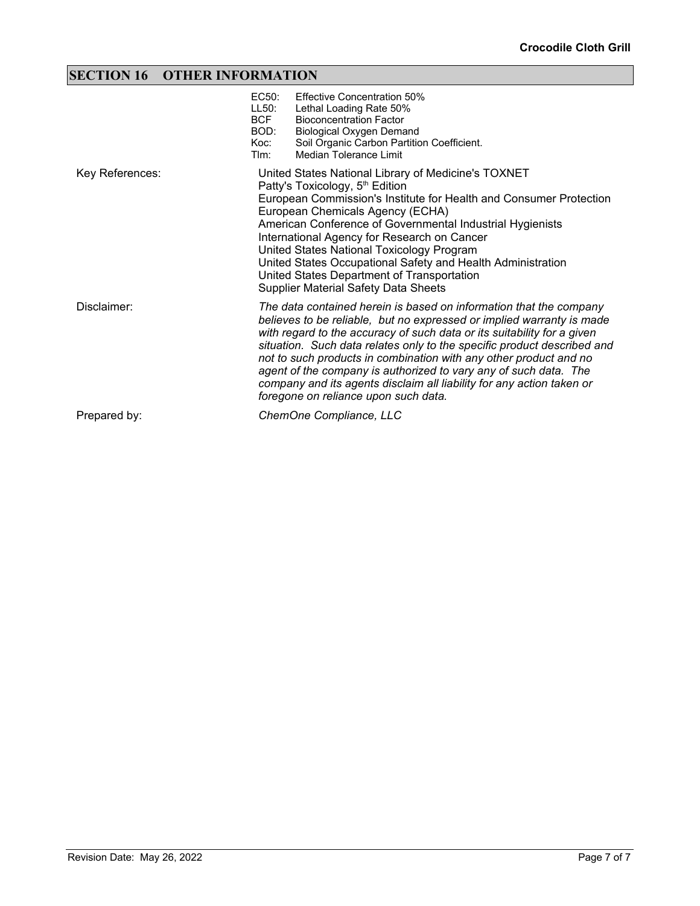## SECTION 16 OTHER INFORMATION

EC50: Effective Concentration 50%
LL50: Lethal Loading Rate 50%
BCF Bioconcentration Factor
BOD: Biological Oxygen Demand
Koc: Soil Organic Carbon Partition Coefficient.
Tlm: Median Tolerance Limit

Key References:

United States National Library of Medicine's TOXNET
Patty's Toxicology, 5th Edition
European Commission's Institute for Health and Consumer Protection
European Chemicals Agency (ECHA)
American Conference of Governmental Industrial Hygienists
International Agency for Research on Cancer
United States National Toxicology Program
United States Occupational Safety and Health Administration
United States Department of Transportation
Supplier Material Safety Data Sheets

Disclaimer:

*The data contained herein is based on information that the company believes to be reliable, but no expressed or implied warranty is made with regard to the accuracy of such data or its suitability for a given situation. Such data relates only to the specific product described and not to such products in combination with any other product and no agent of the company is authorized to vary any of such data. The company and its agents disclaim all liability for any action taken or foregone on reliance upon such data.*

Prepared by:

*ChemOne Compliance, LLC*